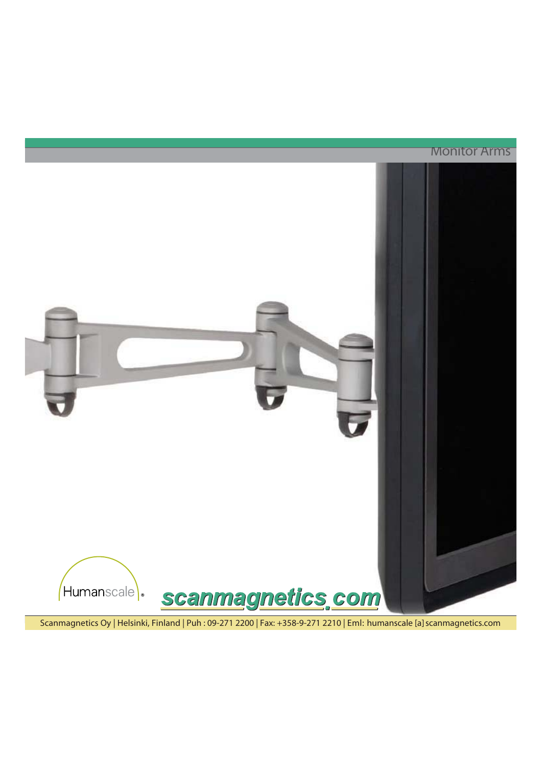# Monitor Arms

Humanscale®

scanmagnetics.com

Scanmagnetics Oy | Helsinki, Finland | Puh : 09-271 2200 | Fax: +358-9-271 2210 | Eml: humanscale [a] scanmagnetics.com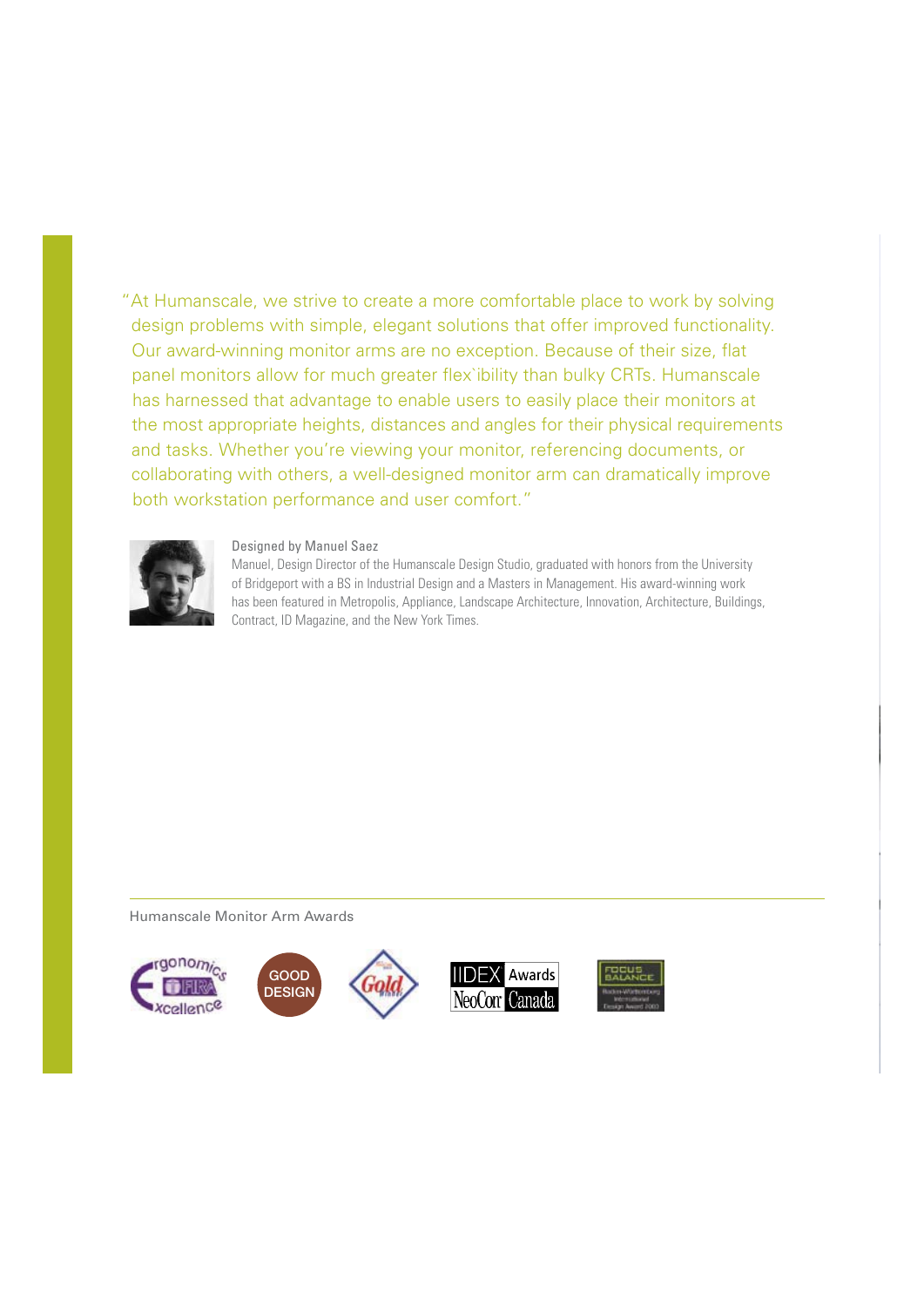"At Humanscale, we strive to create a more comfortable place to work by solving design problems with simple, elegant solutions that offer improved functionality. Our award-winning monitor arms are no exception. Because of their size, flat panel monitors allow for much greater flex`ibility than bulky CRTs. Humanscale has harnessed that advantage to enable users to easily place their monitors at the most appropriate heights, distances and angles for their physical requirements and tasks. Whether you're viewing your monitor, referencing documents, or collaborating with others, a well-designed monitor arm can dramatically improve both workstation performance and user comfort."

Designed by Manuel Saez

Manuel, Design Director of the Humanscale Design Studio, graduated with honors from the University of Bridgeport with a BS in Industrial Design and a Masters in Management. His award-winning work has been featured in Metropolis, Appliance, Landscape Architecture, Innovation, Architecture, Buildings, Contract, ID Magazine, and the New York Times.

Humanscale Monitor Arm Awards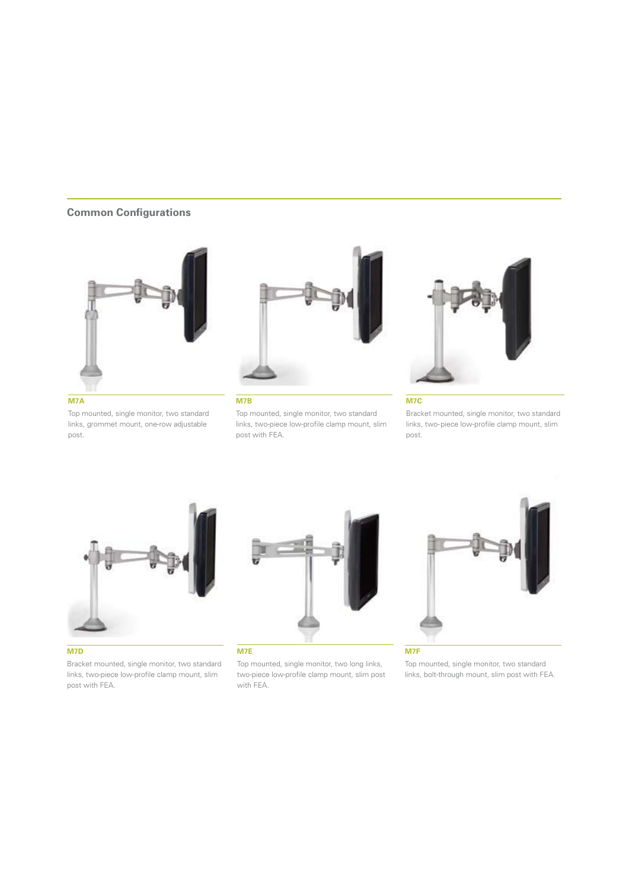## Common Configurations

**M7A**

Top mounted, single monitor, two standard links, grommet mount, one-row adjustable post.

**M7B**

Top mounted, single monitor, two standard links, two-piece low-profile clamp mount, slim post with FEA.

**M7C**

Bracket mounted, single monitor, two standard links, two-piece low-profile clamp mount, slim post.

**M7D**

Bracket mounted, single monitor, two standard links, two-piece low-profile clamp mount, slim post with FEA.

**M7E**

Top mounted, single monitor, two long links, two-piece low-profile clamp mount, slim post with FEA.

**M7F**

Top mounted, single monitor, two standard links, bolt-through mount, slim post with FEA.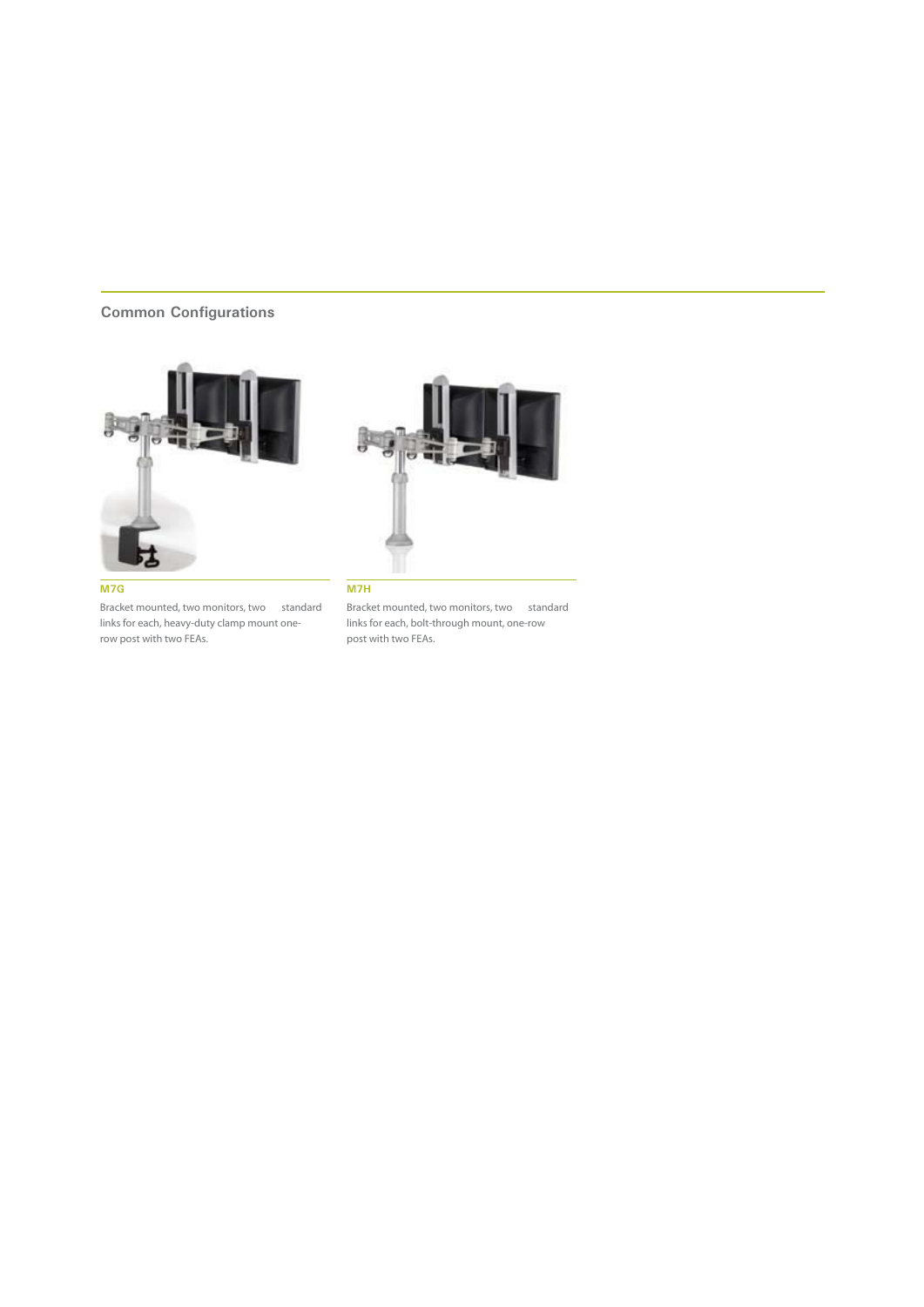## Common Configurations

**M7G**

Bracket mounted, two monitors, two standard links for each, heavy-duty clamp mount one-row post with two FEAs.

**M7H**

Bracket mounted, two monitors, two standard links for each, bolt-through mount, one-row post with two FEAs.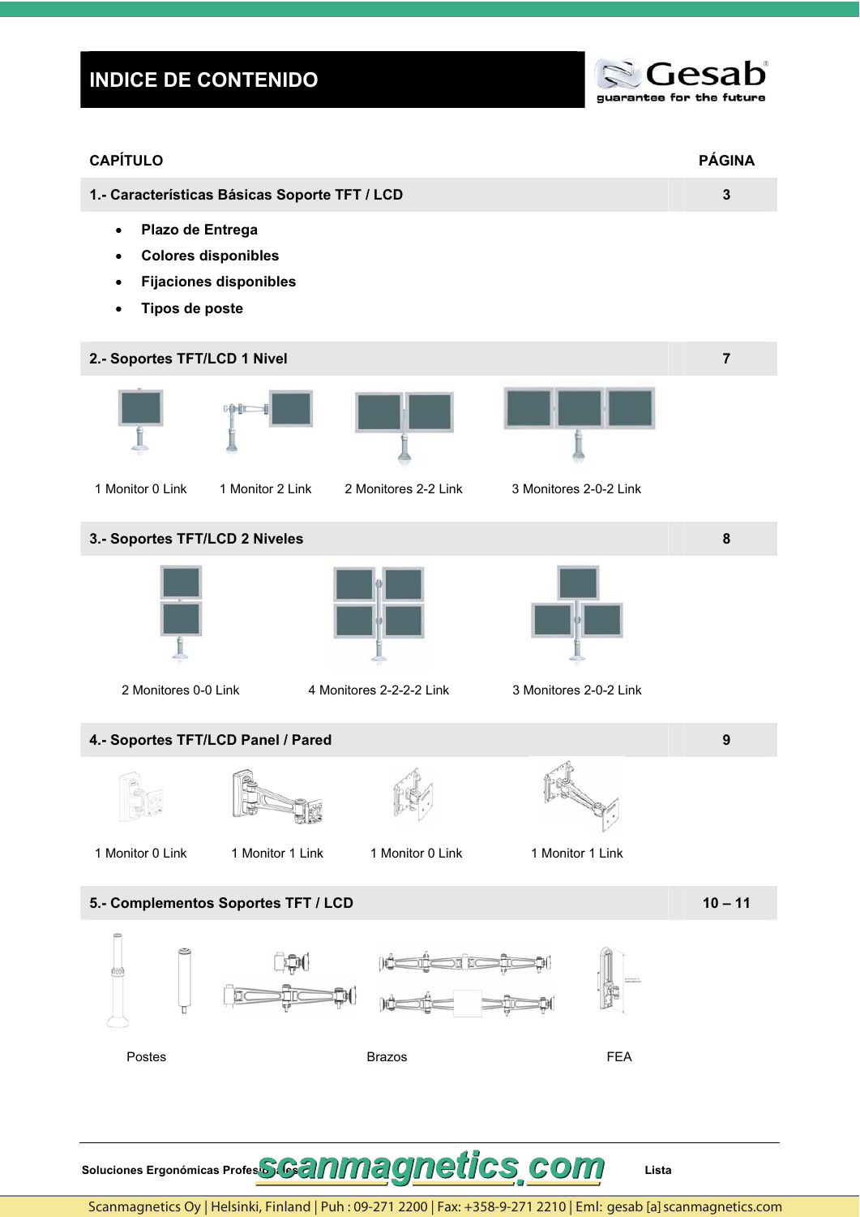# INDICE DE CONTENIDO

Gesab
guarantee for the future

| CAPÍTULO | PÁGINA |
|---|---|
| **1.- Características Básicas Soporte TFT / LCD** | **3** |

- **Plazo de Entrega**
- **Colores disponibles**
- **Fijaciones disponibles**
- **Tipos de poste**

| | |
|---|---|
| **2.- Soportes TFT/LCD 1 Nivel** | **7** |

1 Monitor 0 Link · 1 Monitor 2 Link · 2 Monitores 2-2 Link · 3 Monitores 2-0-2 Link

| | |
|---|---|
| **3.- Soportes TFT/LCD 2 Niveles** | **8** |

2 Monitores 0-0 Link · 4 Monitores 2-2-2-2 Link · 3 Monitores 2-0-2 Link

| | |
|---|---|
| **4.- Soportes TFT/LCD Panel / Pared** | **9** |

1 Monitor 0 Link · 1 Monitor 1 Link · 1 Monitor 0 Link · 1 Monitor 1 Link

| | |
|---|---|
| **5.- Complementos Soportes TFT / LCD** | **10 – 11** |

Postes · Brazos · FEA

**Soluciones Ergonómicas Profesionales** scanmagnetics.com **Lista**

Scanmagnetics Oy | Helsinki, Finland | Puh : 09-271 2200 | Fax: +358-9-271 2210 | Eml: gesab [a] scanmagnetics.com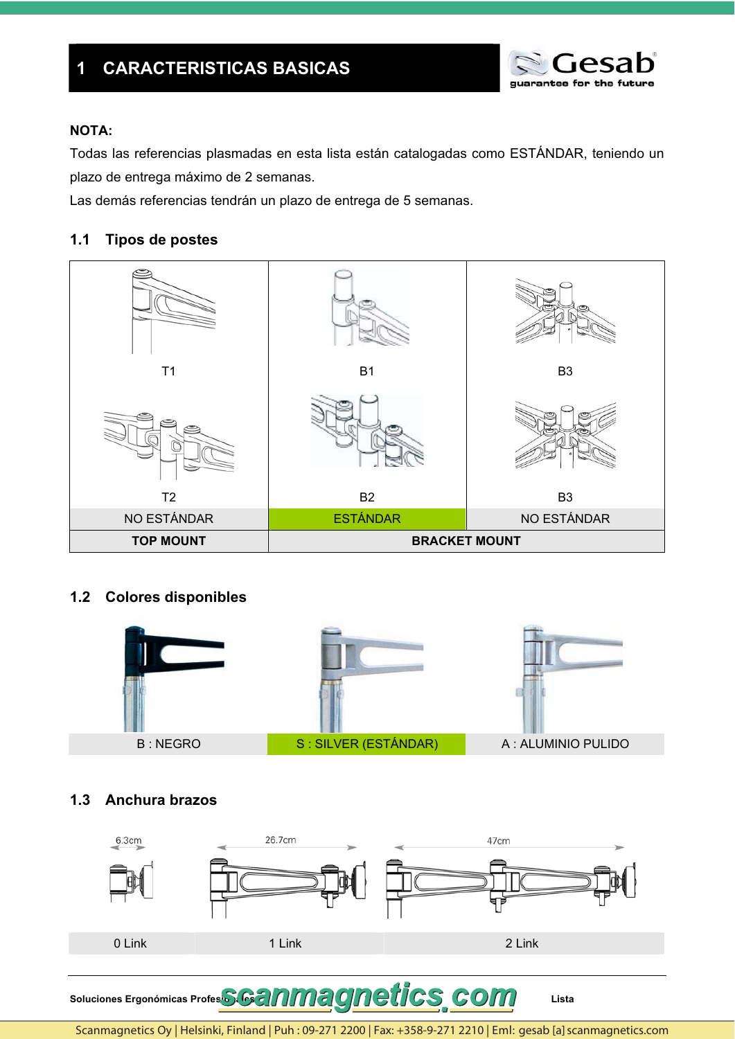# 1 CARACTERISTICAS BASICAS

**NOTA:**

Todas las referencias plasmadas en esta lista están catalogadas como ESTÁNDAR, teniendo un plazo de entrega máximo de 2 semanas.

Las demás referencias tendrán un plazo de entrega de 5 semanas.

## 1.1 Tipos de postes

| T1 / T2 | B1 / B2 | B3 / B3 |
|---|---|---|
| NO ESTÁNDAR | ESTÁNDAR | NO ESTÁNDAR |
| **TOP MOUNT** | **BRACKET MOUNT** | |

## 1.2 Colores disponibles

| B : NEGRO | S : SILVER (ESTÁNDAR) | A : ALUMINIO PULIDO |
|---|---|---|

## 1.3 Anchura brazos

| 6.3cm | 26.7cm | 47cm |
|---|---|---|
| 0 Link | 1 Link | 2 Link |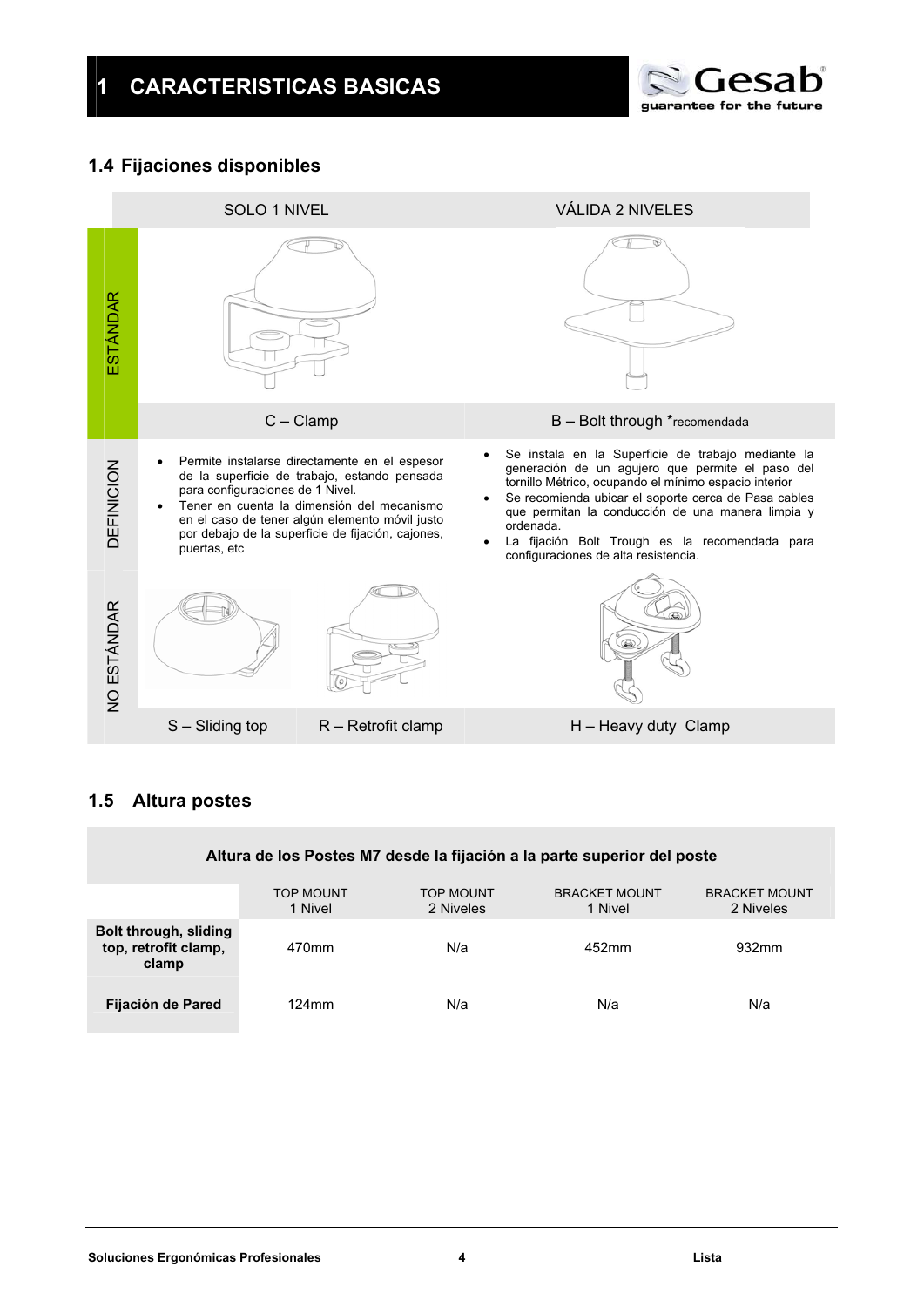# 1 CARACTERISTICAS BASICAS

## 1.4 Fijaciones disponibles

| | SOLO 1 NIVEL | | VÁLIDA 2 NIVELES |
|---|---|---|---|
| ESTÁNDAR | C – Clamp | | B – Bolt through *recomendada |
| DEFINICION | • Permite instalarse directamente en el espesor de la superficie de trabajo, estando pensada para configuraciones de 1 Nivel.<br>• Tener en cuenta la dimensión del mecanismo en el caso de tener algún elemento móvil justo por debajo de la superficie de fijación, cajones, puertas, etc | | • Se instala en la Superficie de trabajo mediante la generación de un agujero que permite el paso del tornillo Métrico, ocupando el mínimo espacio interior<br>• Se recomienda ubicar el soporte cerca de Pasa cables que permitan la conducción de una manera limpia y ordenada.<br>• La fijación Bolt Trough es la recomendada para configuraciones de alta resistencia. |
| NO ESTÁNDAR | S – Sliding top | R – Retrofit clamp | H – Heavy duty Clamp |

## 1.5 Altura postes

| Altura de los Postes M7 desde la fijación a la parte superior del poste | | | | |
|---|---|---|---|---|
| | TOP MOUNT 1 Nivel | TOP MOUNT 2 Niveles | BRACKET MOUNT 1 Nivel | BRACKET MOUNT 2 Niveles |
| **Bolt through, sliding top, retrofit clamp, clamp** | 470mm | N/a | 452mm | 932mm |
| **Fijación de Pared** | 124mm | N/a | N/a | N/a |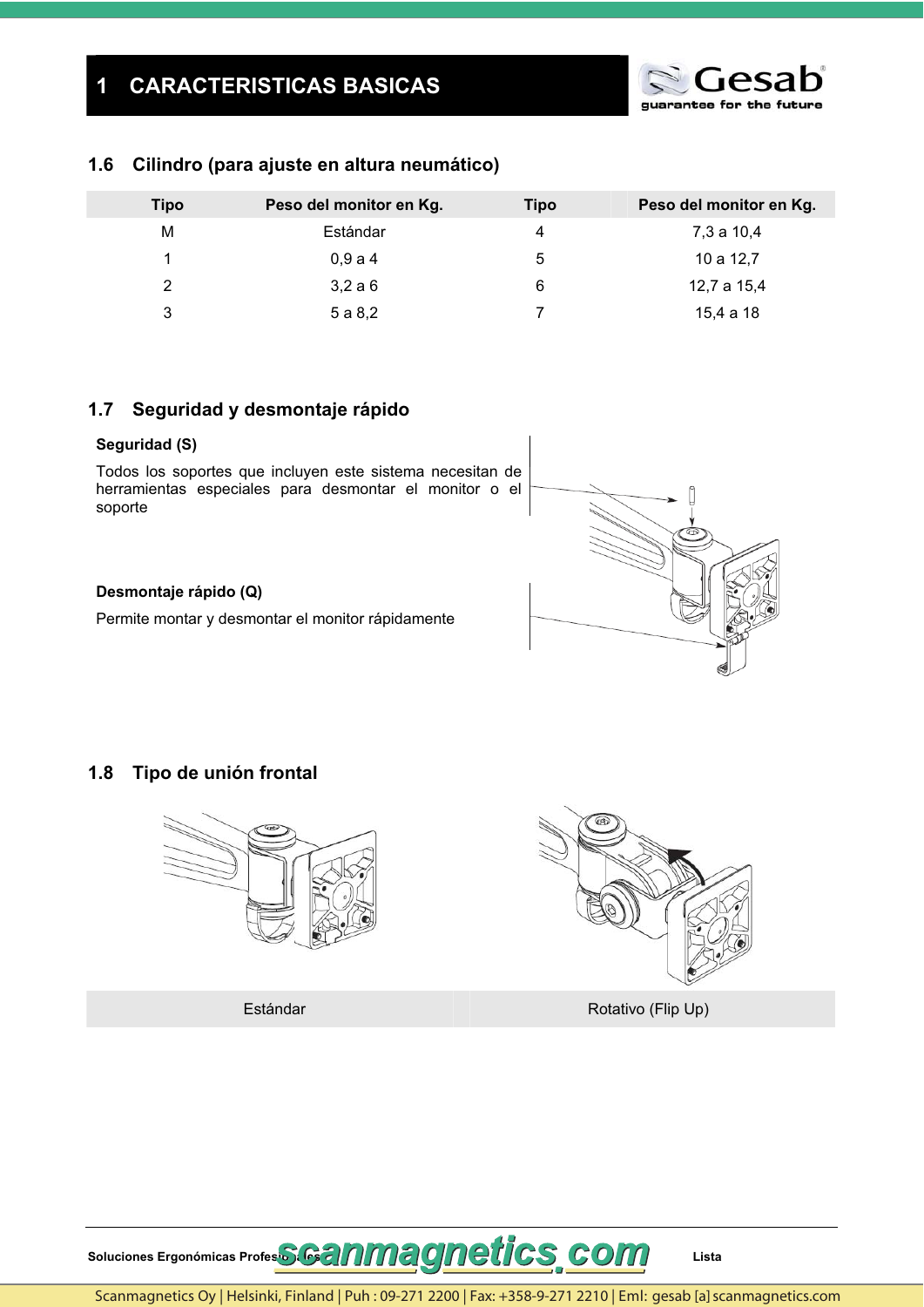# 1 CARACTERISTICAS BASICAS

## 1.6 Cilindro (para ajuste en altura neumático)

| Tipo | Peso del monitor en Kg. | Tipo | Peso del monitor en Kg. |
|---|---|---|---|
| M | Estándar | 4 | 7,3 a 10,4 |
| 1 | 0,9 a 4 | 5 | 10 a 12,7 |
| 2 | 3,2 a 6 | 6 | 12,7 a 15,4 |
| 3 | 5 a 8,2 | 7 | 15,4 a 18 |

## 1.7 Seguridad y desmontaje rápido

**Seguridad (S)**

Todos los soportes que incluyen este sistema necesitan de herramientas especiales para desmontar el monitor o el soporte

**Desmontaje rápido (Q)**

Permite montar y desmontar el monitor rápidamente

## 1.8 Tipo de unión frontal

| Estándar | Rotativo (Flip Up) |
|---|---|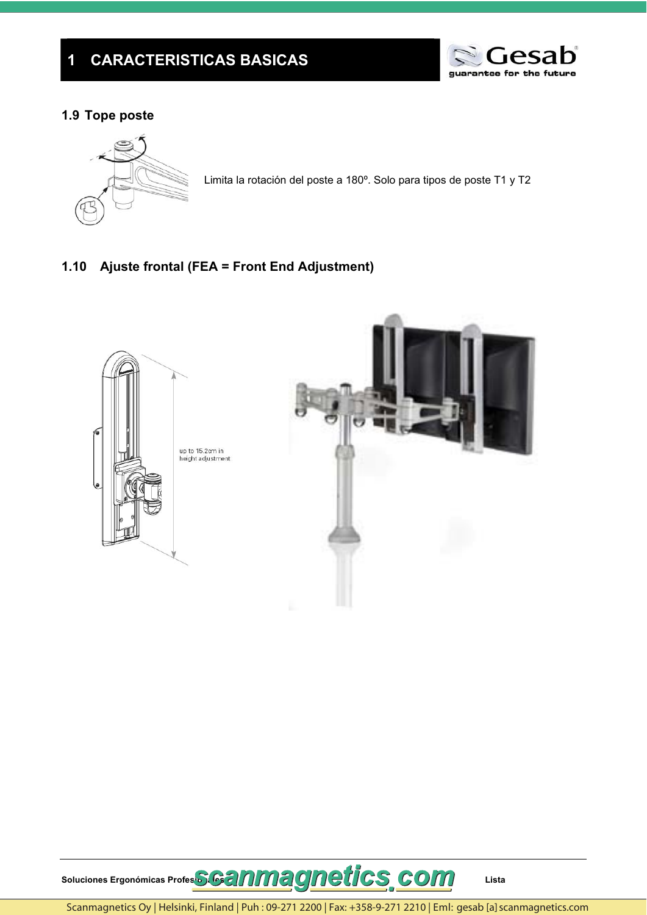# 1 CARACTERISTICAS BASICAS

## 1.9 Tope poste

Limita la rotación del poste a 180º. Solo para tipos de poste T1 y T2

## 1.10 Ajuste frontal (FEA = Front End Adjustment)

up to 15.2cm in height adjustment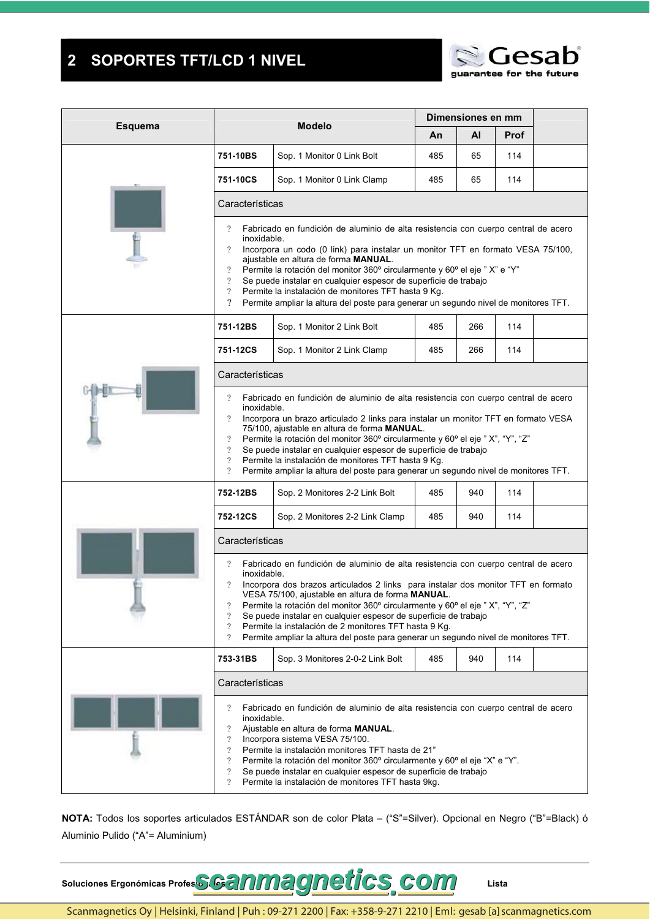## 2 SOPORTES TFT/LCD 1 NIVEL

| Esquema | Modelo | | Dimensiones en mm | | | |
|---|---|---|---|---|---|---|
| | | | An | Al | Prof | |
| | 751-10BS | Sop. 1 Monitor 0 Link Bolt | 485 | 65 | 114 | |
| | 751-10CS | Sop. 1 Monitor 0 Link Clamp | 485 | 65 | 114 | |

**Características**

- Fabricado en fundición de aluminio de alta resistencia con cuerpo central de acero inoxidable.
- Incorpora un codo (0 link) para instalar un monitor TFT en formato VESA 75/100, ajustable en altura de forma **MANUAL**.
- Permite la rotación del monitor 360º circularmente y 60º el eje " X" e "Y"
- Se puede instalar en cualquier espesor de superficie de trabajo
- Permite la instalación de monitores TFT hasta 9 Kg.
- Permite ampliar la altura del poste para generar un segundo nivel de monitores TFT.

| Esquema | Modelo | | An | Al | Prof | |
|---|---|---|---|---|---|---|
| | 751-12BS | Sop. 1 Monitor 2 Link Bolt | 485 | 266 | 114 | |
| | 751-12CS | Sop. 1 Monitor 2 Link Clamp | 485 | 266 | 114 | |

**Características**

- Fabricado en fundición de aluminio de alta resistencia con cuerpo central de acero inoxidable.
- Incorpora un brazo articulado 2 links para instalar un monitor TFT en formato VESA 75/100, ajustable en altura de forma **MANUAL**.
- Permite la rotación del monitor 360º circularmente y 60º el eje " X", "Y", "Z"
- Se puede instalar en cualquier espesor de superficie de trabajo
- Permite la instalación de monitores TFT hasta 9 Kg.
- Permite ampliar la altura del poste para generar un segundo nivel de monitores TFT.

| Esquema | Modelo | | An | Al | Prof | |
|---|---|---|---|---|---|---|
| | 752-12BS | Sop. 2 Monitores 2-2 Link Bolt | 485 | 940 | 114 | |
| | 752-12CS | Sop. 2 Monitores 2-2 Link Clamp | 485 | 940 | 114 | |

**Características**

- Fabricado en fundición de aluminio de alta resistencia con cuerpo central de acero inoxidable.
- Incorpora dos brazos articulados 2 links para instalar dos monitor TFT en formato VESA 75/100, ajustable en altura de forma **MANUAL**.
- Permite la rotación del monitor 360º circularmente y 60º el eje " X", "Y", "Z"
- Se puede instalar en cualquier espesor de superficie de trabajo
- Permite la instalación de 2 monitores TFT hasta 9 Kg.
- Permite ampliar la altura del poste para generar un segundo nivel de monitores TFT.

| Esquema | Modelo | | An | Al | Prof | |
|---|---|---|---|---|---|---|
| | 753-31BS | Sop. 3 Monitores 2-0-2 Link Bolt | 485 | 940 | 114 | |

**Características**

- Fabricado en fundición de aluminio de alta resistencia con cuerpo central de acero inoxidable.
- Ajustable en altura de forma **MANUAL**.
- Incorpora sistema VESA 75/100.
- Permite la instalación monitores TFT hasta de 21"
- Permite la rotación del monitor 360º circularmente y 60º el eje "X" e "Y".
- Se puede instalar en cualquier espesor de superficie de trabajo
- Permite la instalación de monitores TFT hasta 9kg.

**NOTA:** Todos los soportes articulados ESTÁNDAR son de color Plata – ("S"=Silver). Opcional en Negro ("B"=Black) ó Aluminio Pulido ("A"= Aluminium)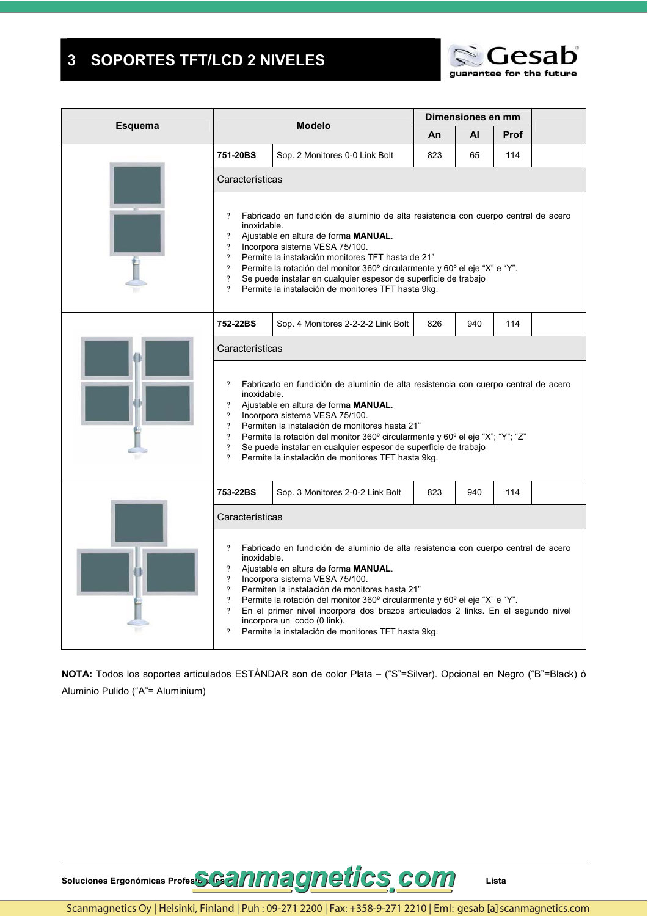# 3 SOPORTES TFT/LCD 2 NIVELES

| Esquema | Modelo | | Dimensiones en mm | | | |
|---|---|---|---|---|---|---|
| | | | An | Al | Prof | |
| | 751-20BS | Sop. 2 Monitores 0-0 Link Bolt | 823 | 65 | 114 | |
| | Características | | | | | |
| | ? Fabricado en fundición de aluminio de alta resistencia con cuerpo central de acero inoxidable.<br>? Ajustable en altura de forma **MANUAL**.<br>? Incorpora sistema VESA 75/100.<br>? Permite la instalación monitores TFT hasta de 21”<br>? Permite la rotación del monitor 360º circularmente y 60º el eje “X” e “Y”.<br>? Se puede instalar en cualquier espesor de superficie de trabajo<br>? Permite la instalación de monitores TFT hasta 9kg. | | | | | |
| | 752-22BS | Sop. 4 Monitores 2-2-2-2 Link Bolt | 826 | 940 | 114 | |
| | Características | | | | | |
| | ? Fabricado en fundición de aluminio de alta resistencia con cuerpo central de acero inoxidable.<br>? Ajustable en altura de forma **MANUAL**.<br>? Incorpora sistema VESA 75/100.<br>? Permiten la instalación de monitores hasta 21”<br>? Permite la rotación del monitor 360º circularmente y 60º el eje “X”; “Y”; “Z”<br>? Se puede instalar en cualquier espesor de superficie de trabajo<br>? Permite la instalación de monitores TFT hasta 9kg. | | | | | |
| | 753-22BS | Sop. 3 Monitores 2-0-2 Link Bolt | 823 | 940 | 114 | |
| | Características | | | | | |
| | ? Fabricado en fundición de aluminio de alta resistencia con cuerpo central de acero inoxidable.<br>? Ajustable en altura de forma **MANUAL**.<br>? Incorpora sistema VESA 75/100.<br>? Permiten la instalación de monitores hasta 21”<br>? Permite la rotación del monitor 360º circularmente y 60º el eje “X” e “Y”.<br>? En el primer nivel incorpora dos brazos articulados 2 links. En el segundo nivel incorpora un codo (0 link).<br>? Permite la instalación de monitores TFT hasta 9kg. | | | | | |

**NOTA:** Todos los soportes articulados ESTÁNDAR son de color Plata – (“S”=Silver). Opcional en Negro (“B”=Black) ó Aluminio Pulido (“A”= Aluminium)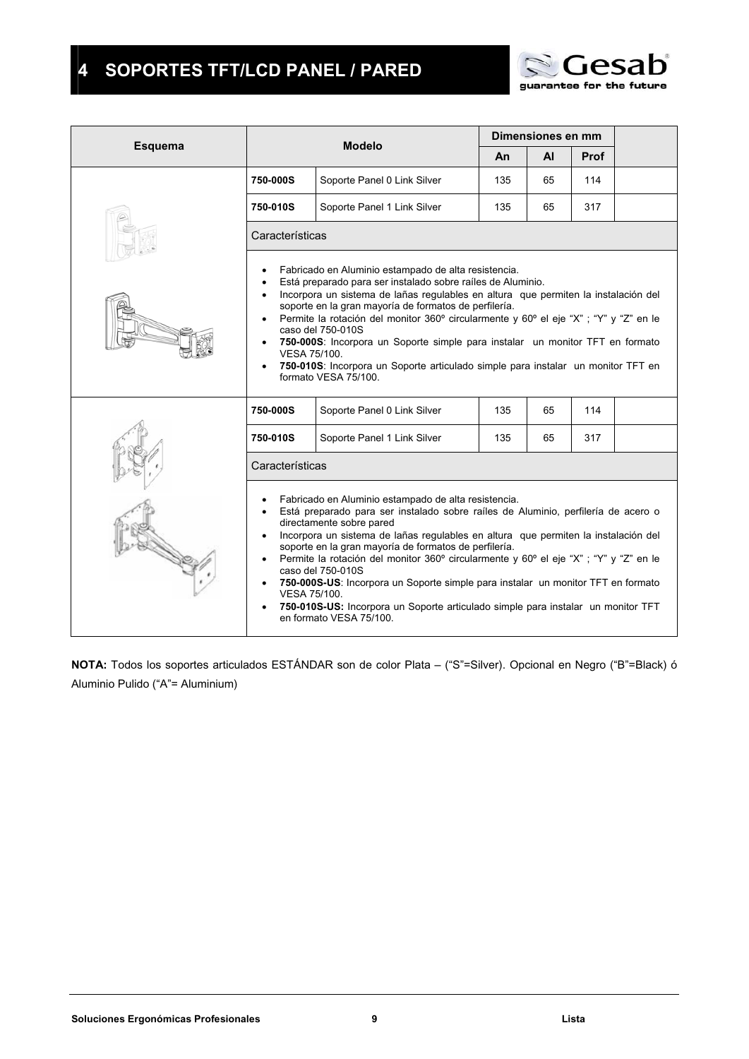# 4 SOPORTES TFT/LCD PANEL / PARED

| Esquema | Modelo | | Dimensiones en mm | | | |
|---|---|---|---|---|---|---|
| | | | An | Al | Prof | |
| | 750-000S | Soporte Panel 0 Link Silver | 135 | 65 | 114 | |
| | 750-010S | Soporte Panel 1 Link Silver | 135 | 65 | 317 | |
| | Características | | | | | |
| | • Fabricado en Aluminio estampado de alta resistencia.<br>• Está preparado para ser instalado sobre raíles de Aluminio.<br>• Incorpora un sistema de lañas regulables en altura que permiten la instalación del soporte en la gran mayoría de formatos de perfilería.<br>• Permite la rotación del monitor 360º circularmente y 60º el eje "X" ; "Y" y "Z" en le caso del 750-010S<br>• **750-000S**: Incorpora un Soporte simple para instalar un monitor TFT en formato VESA 75/100.<br>• **750-010S**: Incorpora un Soporte articulado simple para instalar un monitor TFT en formato VESA 75/100. | | | | | |
| | 750-000S | Soporte Panel 0 Link Silver | 135 | 65 | 114 | |
| | 750-010S | Soporte Panel 1 Link Silver | 135 | 65 | 317 | |
| | Características | | | | | |
| | • Fabricado en Aluminio estampado de alta resistencia.<br>• Está preparado para ser instalado sobre raíles de Aluminio, perfilería de acero o directamente sobre pared<br>• Incorpora un sistema de lañas regulables en altura que permiten la instalación del soporte en la gran mayoría de formatos de perfilería.<br>• Permite la rotación del monitor 360º circularmente y 60º el eje "X" ; "Y" y "Z" en le caso del 750-010S<br>• **750-000S-US**: Incorpora un Soporte simple para instalar un monitor TFT en formato VESA 75/100.<br>• **750-010S-US:** Incorpora un Soporte articulado simple para instalar un monitor TFT en formato VESA 75/100. | | | | | |

**NOTA:** Todos los soportes articulados ESTÁNDAR son de color Plata – ("S"=Silver). Opcional en Negro ("B"=Black) ó Aluminio Pulido ("A"= Aluminium)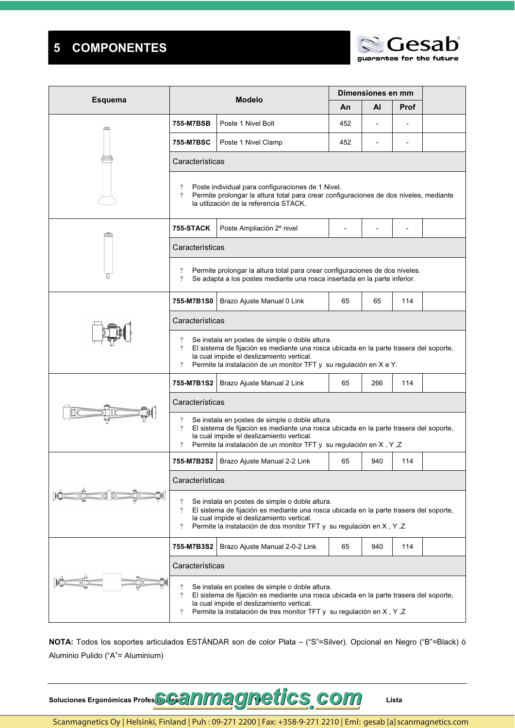# 5 COMPONENTES

| Esquema | Modelo | | Dimensiones en mm | | | |
|---|---|---|---|---|---|---|
| | | | An | Al | Prof | |
| | 755-M7BSB | Poste 1 Nivel Bolt | 452 | - | - | |
| | 755-M7BSC | Poste 1 Nivel Clamp | 452 | - | - | |
| | Características | | | | | |
| | ? Poste individual para configuraciones de 1 Nivel.<br>? Permite prolongar la altura total para crear configuraciones de dos niveles, mediante la utilización de la referencia STACK. | | | | | |
| | 755-STACK | Poste Ampliación 2º nivel | - | - | - | |
| | Características | | | | | |
| | ? Permite prolongar la altura total para crear configuraciones de dos niveles.<br>? Se adapta a los postes mediante una rosca insertada en la parte inferior. | | | | | |
| | 755-M7B1S0 | Brazo Ajuste Manual 0 Link | 65 | 65 | 114 | |
| | Características | | | | | |
| | ? Se instala en postes de simple o doble altura.<br>? El sistema de fijación es mediante una rosca ubicada en la parte trasera del soporte, la cual impide el deslizamiento vertical.<br>? Permite la instalación de un monitor TFT y su regulación en X e Y. | | | | | |
| | 755-M7B1S2 | Brazo Ajuste Manual 2 Link | 65 | 266 | 114 | |
| | Características | | | | | |
| | ? Se instala en postes de simple o doble altura.<br>? El sistema de fijación es mediante una rosca ubicada en la parte trasera del soporte, la cual impide el deslizamiento vertical.<br>? Permite la instalación de un monitor TFT y su regulación en X , Y ,Z | | | | | |
| | 755-M7B2S2 | Brazo Ajuste Manual 2-2 Link | 65 | 940 | 114 | |
| | Características | | | | | |
| | ? Se instala en postes de simple o doble altura.<br>? El sistema de fijación es mediante una rosca ubicada en la parte trasera del soporte, la cual impide el deslizamiento vertical.<br>? Permite la instalación de dos monitor TFT y su regulación en X , Y ,Z | | | | | |
| | 755-M7B3S2 | Brazo Ajuste Manual 2-0-2 Link | 65 | 940 | 114 | |
| | Características | | | | | |
| | ? Se instala en postes de simple o doble altura.<br>? El sistema de fijación es mediante una rosca ubicada en la parte trasera del soporte, la cual impide el deslizamiento vertical.<br>? Permite la instalación de tres monitor TFT y su regulación en X , Y ,Z | | | | | |

**NOTA:** Todos los soportes articulados ESTÁNDAR son de color Plata – ("S"=Silver). Opcional en Negro ("B"=Black) ó Aluminio Pulido ("A"= Aluminium)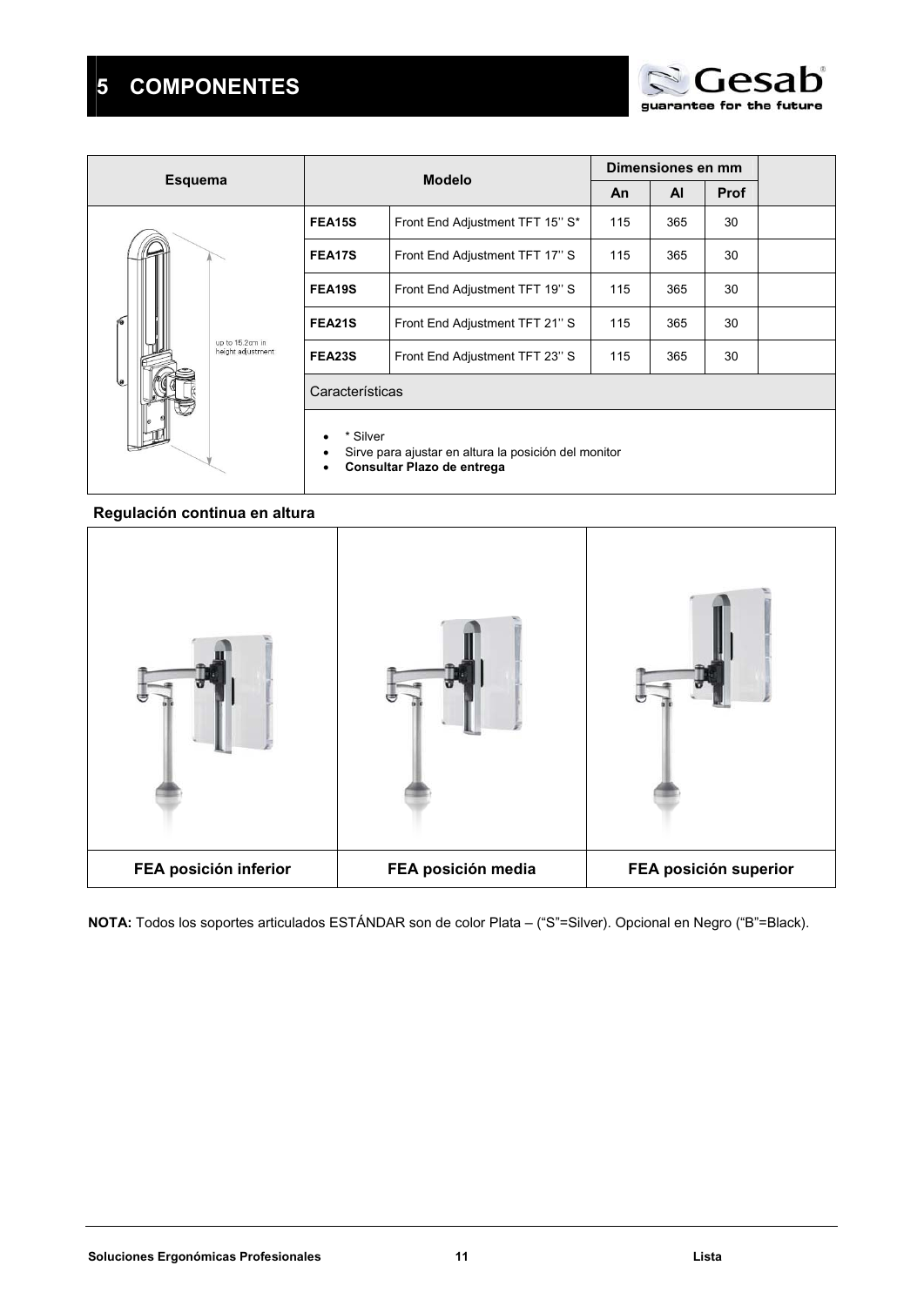# 5 COMPONENTES

| Esquema | Modelo | | Dimensiones en mm | | | |
|---|---|---|---|---|---|---|
| | | | An | Al | Prof | |
| up to 15.2cm in height adjustment | FEA15S | Front End Adjustment TFT 15'' S* | 115 | 365 | 30 | |
| | FEA17S | Front End Adjustment TFT 17'' S | 115 | 365 | 30 | |
| | FEA19S | Front End Adjustment TFT 19'' S | 115 | 365 | 30 | |
| | FEA21S | Front End Adjustment TFT 21'' S | 115 | 365 | 30 | |
| | FEA23S | Front End Adjustment TFT 23'' S | 115 | 365 | 30 | |
| | Características | | | | | |
| | • * Silver<br>• Sirve para ajustar en altura la posición del monitor<br>• **Consultar Plazo de entrega** | | | | | |

**Regulación continua en altura**

| FEA posición inferior | FEA posición media | FEA posición superior |
|---|---|---|

**NOTA:** Todos los soportes articulados ESTÁNDAR son de color Plata – ("S"=Silver). Opcional en Negro ("B"=Black).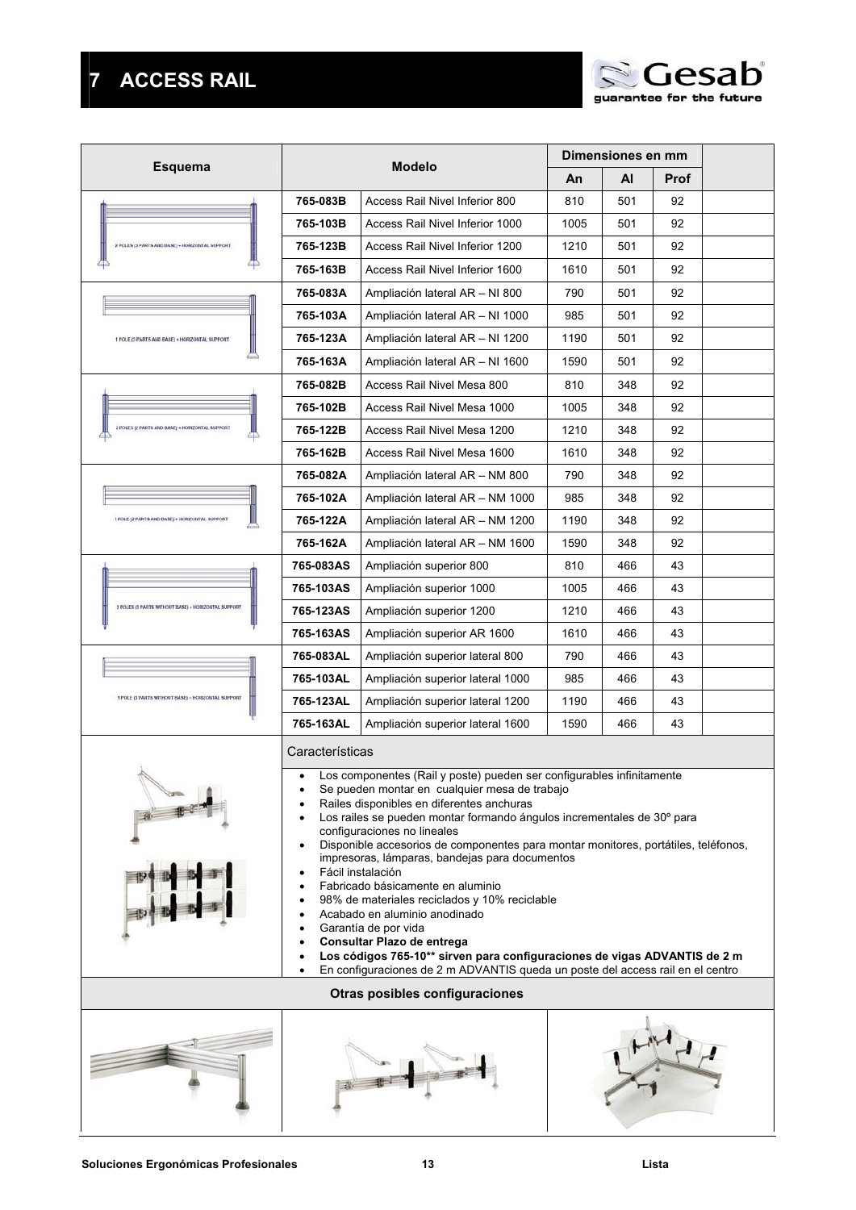# 7 ACCESS RAIL

| Esquema | Modelo | | Dimensiones en mm | | |
|---|---|---|---|---|---|
| | | | An | Al | Prof |
| 2 POLES (3 PARTS AND BASE) + HORIZONTAL SUPPORT | 765-083B | Access Rail Nivel Inferior 800 | 810 | 501 | 92 |
| | 765-103B | Access Rail Nivel Inferior 1000 | 1005 | 501 | 92 |
| | 765-123B | Access Rail Nivel Inferior 1200 | 1210 | 501 | 92 |
| | 765-163B | Access Rail Nivel Inferior 1600 | 1610 | 501 | 92 |
| 1 POLE (3 PARTS AND BASE) + HORIZONTAL SUPPORT | 765-083A | Ampliación lateral AR – NI 800 | 790 | 501 | 92 |
| | 765-103A | Ampliación lateral AR – NI 1000 | 985 | 501 | 92 |
| | 765-123A | Ampliación lateral AR – NI 1200 | 1190 | 501 | 92 |
| | 765-163A | Ampliación lateral AR – NI 1600 | 1590 | 501 | 92 |
| 2 POLES (2 PARTS AND BASE) + HORIZONTAL SUPPORT | 765-082B | Access Rail Nivel Mesa 800 | 810 | 348 | 92 |
| | 765-102B | Access Rail Nivel Mesa 1000 | 1005 | 348 | 92 |
| | 765-122B | Access Rail Nivel Mesa 1200 | 1210 | 348 | 92 |
| | 765-162B | Access Rail Nivel Mesa 1600 | 1610 | 348 | 92 |
| 1 POLE (2 PARTS AND BASE) + HORIZONTAL SUPPORT | 765-082A | Ampliación lateral AR – NM 800 | 790 | 348 | 92 |
| | 765-102A | Ampliación lateral AR – NM 1000 | 985 | 348 | 92 |
| | 765-122A | Ampliación lateral AR – NM 1200 | 1190 | 348 | 92 |
| | 765-162A | Ampliación lateral AR – NM 1600 | 1590 | 348 | 92 |
| 2 POLES (3 PARTS WITHOUT BASE) + HORIZONTAL SUPPORT | 765-083AS | Ampliación superior 800 | 810 | 466 | 43 |
| | 765-103AS | Ampliación superior 1000 | 1005 | 466 | 43 |
| | 765-123AS | Ampliación superior 1200 | 1210 | 466 | 43 |
| | 765-163AS | Ampliación superior AR 1600 | 1610 | 466 | 43 |
| 1 POLE (3 PARTS WITHOUT BASE) + HORIZONTAL SUPPORT | 765-083AL | Ampliación superior lateral 800 | 790 | 466 | 43 |
| | 765-103AL | Ampliación superior lateral 1000 | 985 | 466 | 43 |
| | 765-123AL | Ampliación superior lateral 1200 | 1190 | 466 | 43 |
| | 765-163AL | Ampliación superior lateral 1600 | 1590 | 466 | 43 |

## Características

- Los componentes (Rail y poste) pueden ser configurables infinitamente
- Se pueden montar en cualquier mesa de trabajo
- Railes disponibles en diferentes anchuras
- Los railes se pueden montar formando ángulos incrementales de 30º para configuraciones no lineales
- Disponible accesorios de componentes para montar monitores, portátiles, teléfonos, impresoras, lámparas, bandejas para documentos
- Fácil instalación
- Fabricado básicamente en aluminio
- 98% de materiales reciclados y 10% reciclable
- Acabado en aluminio anodinado
- Garantía de por vida
- **Consultar Plazo de entrega**
- **Los códigos 765-10\*\* sirven para configuraciones de vigas ADVANTIS de 2 m**
- En configuraciones de 2 m ADVANTIS queda un poste del access rail en el centro

## Otras posibles configuraciones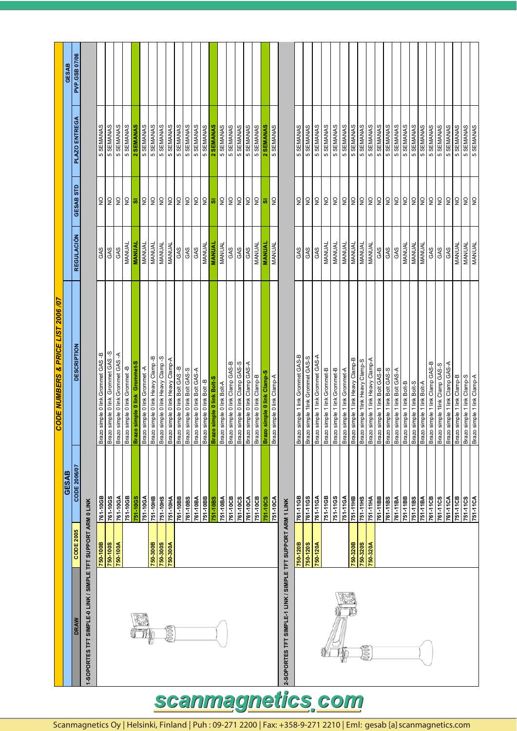# CODE NUMBERS & PRICE LIST 2006 /07

| DRAW | CODE 2005 | GESAB CODE 2006/07 | DESCRIPTION | REGULACIÓN | GESAB STD | PLAZO ENTREGA | GESAB PVP.GSB 07/06 |
|---|---|---|---|---|---|---|---|
| **1-SOPORTES TFT SIMPLE-0 LINK / SIMPLE TFT SUPPORT ARM 0 LINK** | | | | | | | |
| | 750-100B | 761-10GB | Brazo simple 0 link Grommet GAS -B | GAS | NO | 5 SEMANAS | |
| | 750-100S | 761-10GS | Brazo simple 0 link Grommet GAS -S | GAS | NO | 5 SEMANAS | |
| | 750-100A | 761-10GA | Brazo simple 0 link Grommet GAS -A | GAS | NO | 5 SEMANAS | |
| | | 751-10GB | Brazo simple 0 link Grommet -B | MANUAL | NO | 5 SEMANAS | |
| | | **751-10GS** | **Brazo simple 0 link Grommet-S** | **MANUAL** | **SI** | **2 SEMANAS** | |
| | | 751-10GA | Brazo simple 0 link Grommet -A | MANUAL | NO | 5 SEMANAS | |
| | 750-300B | 751-10HB | Brazo simple 0 link Heavy Clamp-B | MANUAL | NO | 5 SEMANAS | |
| | 750-300S | 751-10HS | Brazo simple 0 link Heavy Clamp-S | MANUAL | NO | 5 SEMANAS | |
| | 750-300A | 751-10HA | Brazo simple 0 link Heavy Clamp-A | MANUAL | NO | 5 SEMANAS | |
| | | 761-10BB | Brazo simple 0 link Bolt GAS -B | GAS | NO | 5 SEMANAS | |
| | | 761-10BS | Brazo simple 0 link Bolt GAS-S | GAS | NO | 5 SEMANAS | |
| | | 761-10BA | Brazo simple 0 link Bolt GAS-A | GAS | NO | 5 SEMANAS | |
| | | 751-10BB | Brazo simple 0 link Bolt -B | MANUAL | NO | 5 SEMANAS | |
| | | **751-10BS** | **Brazo simple 0 link Bolt-S** | **MANUAL** | **SI** | **2 SEMANAS** | |
| | | 751-10BA | Brazo simple 0 link Bolt-A | MANUAL | NO | 5 SEMANAS | |
| | | 761-10CB | Brazo simple 0 link Clamp GAS-B | GAS | NO | 5 SEMANAS | |
| | | 761-10CS | Brazo simple 0 link Clamp GAS-S | GAS | NO | 5 SEMANAS | |
| | | 761-10CA | Brazo simple 0 link Clamp GAS-A | GAS | NO | 5 SEMANAS | |
| | | 751-10CB | Brazo simple 0 link Clamp-B | MANUAL | NO | 5 SEMANAS | |
| | | **751-10CS** | **Brazo simple 0 link Clamp-S** | **MANUAL** | **SI** | **2 SEMANAS** | |
| | | 751-10CA | Brazo simple 0 link Clamp-A | MANUAL | NO | 5 SEMANAS | |
| **2-SOPORTES TFT SIMPLE-1 LINK / SIMPLE TFT SUPPORT ARM 1 LINK** | | | | | | | |
| | 750-120B | 761-11GB | Brazo simple 1 link Grommet GAS-B | GAS | NO | 5 SEMANAS | |
| | 750-120S | 761-11GS | Brazo simple 1link Grommet GAS-S | GAS | NO | 5 SEMANAS | |
| | 750-120A | 761-11GA | Brazo simple 1 link Grommet GAS-A | GAS | NO | 5 SEMANAS | |
| | | 751-11GB | Brazo simple 1 link Grommet-B | MANUAL | NO | 5 SEMANAS | |
| | | 751-11GS | Brazo simple 1 link Grommet-B | MANUAL | NO | 5 SEMANAS | |
| | | 751-11GA | Brazo simple 1 link Grommet-A | MANUAL | NO | 5 SEMANAS | |
| | 750-320B | 751-11HB | Brazo simple 1 link Heavy Clamp-B | MANUAL | NO | 5 SEMANAS | |
| | 750-320S | 751-11HS | Brazo simple 1link Heavy Clamp-S | MANUAL | NO | 5 SEMANAS | |
| | 750-320A | 751-11HA | Brazo simple 1 link Heavy Clamp-A | MANUAL | NO | 5 SEMANAS | |
| | | 761-11BB | Brazo simple 1 link Bolt GAS-B | GAS | NO | 5 SEMANAS | |
| | | 761-11BS | Brazo simple 1 link Bolt GAS-S | GAS | NO | 5 SEMANAS | |
| | | 761-11BA | Brazo simple 1 link Bolt GAS-A | GAS | NO | 5 SEMANAS | |
| | | 751-11BB | Brazo simple 1 link Bolt-B | MANUAL | NO | 5 SEMANAS | |
| | | 751-11BS | Brazo simple 1 link Bolt-S | MANUAL | NO | 5 SEMANAS | |
| | | 751-11BA | Brazo simple 1 link Bolt-A | MANUAL | NO | 5 SEMANAS | |
| | | 761-11CB | Brazo simple 1 link Clamp GAS-B | GAS | NO | 5 SEMANAS | |
| | | 761-11CS | Brazo simple 1link Clamp GAS-S | GAS | NO | 5 SEMANAS | |
| | | 761-11CA | Brazo simple 1 link Clamp GAS-A | GAS | NO | 5 SEMANAS | |
| | | 751-11CB | Brazo simple 1 link Clamp-B | MANUAL | NO | 5 SEMANAS | |
| | | 751-11CS | Brazo simple 1 link Clamp-S | MANUAL | NO | 5 SEMANAS | |
| | | 751-11CA | Brazo simple 1 link Clamp-A | MANUAL | NO | 5 SEMANAS | |

scanmagnetics.com

Scanmagnetics Oy | Helsinki, Finland | Puh : 09-271 2200 | Fax: +358-9-271 2210 | Eml: gesab [a] scanmagnetics.com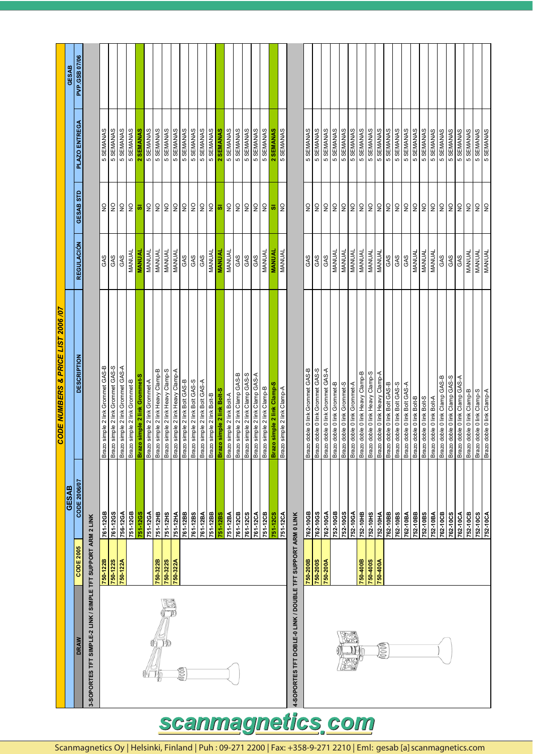## CODE NUMBERS & PRICE LIST 2006 /07

| DRAW | CODE 2005 | GESAB CODE 2006/07 | DESCRIPTION | REGULACIÓN | GESAB STD | PLAZO ENTREGA | GESAB PVP.GSB 07/06 |
|---|---|---|---|---|---|---|---|
| **3-SOPORTES TFT SIMPLE-2 LINK / SIMPLE TFT SUPPORT ARM 2 LINK** | | | | | | | |
| | 750-122B | 761-12GB | Brazo simple 2 link Grommet GAS-B | GAS | NO | 5 SEMANAS | |
| | 750-122S | 761-12GS | Brazo simple 2 link Grommet GAS-S | GAS | NO | 5 SEMANAS | |
| | 750-122A | 756-12GA | Brazo simple 2 link Grommet GAS-A | GAS | NO | 5 SEMANAS | |
| | | 751-12GB | Brazo simple 2 link Grommet-B | MANUAL | NO | 5 SEMANAS | |
| | | **751-12GS** | **Brazo simple 2 link Grommet-S** | **MANUAL** | **SI** | **2 SEMANAS** | |
| | | 751-12GA | Brazo simple 2 link Grommet-A | MANUAL | NO | 5 SEMANAS | |
| | 750-322B | 751-12HB | Brazo simple 2 link Heavy Clamp-B | MANUAL | NO | 5 SEMANAS | |
| | 750-322S | 751-12HS | Brazo simple 2 link Heavy Clamp-S | MANUAL | NO | 5 SEMANAS | |
| | 750-322A | 751-12HA | Brazo simple 2 link Heavy Clamp-A | MANUAL | NO | 5 SEMANAS | |
| | | 761-12BB | Brazo simple 2 link Bolt GAS-B | GAS | NO | 5 SEMANAS | |
| | | 761-12BS | Brazo simple 2 link Bolt GAS-S | GAS | NO | 5 SEMANAS | |
| | | 761-12BA | Brazo simple 2 link Bolt GAS-A | GAS | NO | 5 SEMANAS | |
| | | 751-12BB | Brazo simple 2 link Bolt-B | MANUAL | NO | 5 SEMANAS | |
| | | **751-12BS** | **Brazo simple 2 link Bolt-S** | **MANUAL** | **SI** | **2 SEMANAS** | |
| | | 751-12BA | Brazo simple 2 link Bolt-A | MANUAL | NO | 5 SEMANAS | |
| | | 761-12CB | Brazo simple 2 link Clamp GAS-B | GAS | NO | 5 SEMANAS | |
| | | 761-12CS | Brazo simple 2 link Clamp GAS-S | GAS | NO | 5 SEMANAS | |
| | | 761-12CA | Brazo simple 2 link Clamp GAS-A | GAS | NO | 5 SEMANAS | |
| | | 751-12CB | Brazo simple 2 link Clamp-B | MANUAL | NO | 5 SEMANAS | |
| | | **751-12CS** | **Brazo simple 2 link Clamp-S** | **MANUAL** | **SI** | **2 SEMANAS** | |
| | | 751-12CA | Brazo simple 2 link Clamp-A | MANUAL | NO | 5 SEMANAS | |
| **4-SOPORTES TFT DOBLE-0 LINK / DOUBLE TFT SUPPORT ARM 0 LINK** | | | | | | | |
| | 750-200B | 762-10GB | Brazo doble 0 link Grommet GAS-B | GAS | NO | 5 SEMANAS | |
| | 750-200S | 762-10GS | Brazo doble 0 link Grommet GAS-S | GAS | NO | 5 SEMANAS | |
| | 750-200A | 762-10GA | Brazo doble 0 link Grommet GAS-A | GAS | NO | 5 SEMANAS | |
| | | 752-10GB | Brazo doble 0 link Grommet-B | MANUAL | NO | 5 SEMANAS | |
| | | 752-10GS | Brazo doble 0 link Grommet-S | MANUAL | NO | 5 SEMANAS | |
| | | 752-10GA | Brazo doble 0 link Grommet-A | MANUAL | NO | 5 SEMANAS | |
| | 750-400B | 752-10HB | Brazo doble 0 link Heavy Clamp-B | MANUAL | NO | 5 SEMANAS | |
| | 750-400S | 752-10HS | Brazo doble 0 link Heavy Clamp-S | MANUAL | NO | 5 SEMANAS | |
| | 750-400A | 752-10HA | Brazo doble 0 link Heavy Clamp-A | MANUAL | NO | 5 SEMANAS | |
| | | 762-10BB | Brazo doble 0 link Bolt GAS-B | GAS | NO | 5 SEMANAS | |
| | | 762-10BS | Brazo doble 0 link Bolt GAS-S | GAS | NO | 5 SEMANAS | |
| | | 762-10BA | Brazo doble 0 link Bolt GAS-A | GAS | NO | 5 SEMANAS | |
| | | 752-10BB | Brazo doble 0 link Bolt-B | MANUAL | NO | 5 SEMANAS | |
| | | 752-10BS | Brazo doble 0 link Bolt-S | MANUAL | NO | 5 SEMANAS | |
| | | 752-10BA | Brazo doble 0 link Bolt-A | MANUAL | NO | 5 SEMANAS | |
| | | 762-10CB | Brazo doble 0 link Clamp GAS-B | GAS | NO | 5 SEMANAS | |
| | | 762-10CS | Brazo doble 0 link Clamp GAS-S | GAS | NO | 5 SEMANAS | |
| | | 762-10CA | Brazo doble 0 link Clamp GAS-A | GAS | NO | 5 SEMANAS | |
| | | 752-10CB | Brazo doble 0 link Clamp-B | MANUAL | NO | 5 SEMANAS | |
| | | 752-10CS | Brazo doble 0 link Clamp-S | MANUAL | NO | 5 SEMANAS | |
| | | 752-10CA | Brazo doble 0 link Clamp-A | MANUAL | NO | 5 SEMANAS | |

scanmagnetics.com

Scanmagnetics Oy | Helsinki, Finland | Puh : 09-271 2200 | Fax: +358-9-271 2210 | Eml: gesab [a] scanmagnetics.com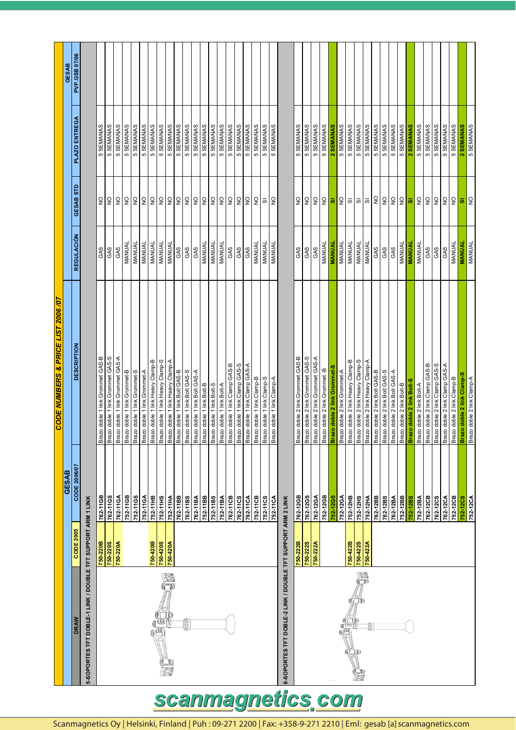## CODE NUMBERS & PRICE LIST 2006 /07

| DRAW | CODE 2005 | GESAB CODE 2006/07 | DESCRIPTION | REGULACIÓN | GESAB STD | PLAZO ENTREGA | GESAB PVP.GSB 07/06 |
|---|---|---|---|---|---|---|---|
| **5-SOPORTES TFT DOBLE-1 LINK / DOUBLE TFT SUPPORT ARM 1 LINK** | | | | | | | |
| | 750-220B | 762-11GB | Brazo doble 1 link Grommet GAS-B | GAS | NO | 5 SEMANAS | |
| | 750-220S | 762-11GS | Brazo doble 1 link Grommet GAS-S | GAS | NO | 5 SEMANAS | |
| | 750-220A | 762-11GA | Brazo doble 1 link Grommet GAS-A | GAS | NO | 5 SEMANAS | |
| | | 752-11GB | Brazo doble 1 link Grommet-B | MANUAL | NO | 5 SEMANAS | |
| | | 752-11GS | Brazo doble 1 link Grommet-S | MANUAL | NO | 5 SEMANAS | |
| | | 752-11GA | Brazo doble 1 link Grommet-A | MANUAL | NO | 5 SEMANAS | |
| | 750-420B | 752-11HB | Brazo doble 1 link Heavy Clamp-B | MANUAL | NO | 5 SEMANAS | |
| | 750-420S | 752-11HS | Brazo doble 1 link Heavy Clamp-S | MANUAL | NO | 5 SEMANAS | |
| | 750-420A | 752-11HA | Brazo doble 1 link Heavy Clamp-A | MANUAL | NO | 5 SEMANAS | |
| | | 762-11BB | Brazo doble 1 link Bolt GAS-B | GAS | NO | 5 SEMANAS | |
| | | 762-11BS | Brazo doble 1 link Bolt GAS-S | GAS | NO | 5 SEMANAS | |
| | | 762-11BA | Brazo doble 1 link Bolt GAS-A | GAS | NO | 5 SEMANAS | |
| | | 752-11BB | Brazo doble 1 link Bolt-B | MANUAL | NO | 5 SEMANAS | |
| | | 752-11BS | Brazo doble 1 link Bolt-S | MANUAL | NO | 5 SEMANAS | |
| | | 752-11BA | Brazo doble 1 link Bolt-A | MANUAL | NO | 5 SEMANAS | |
| | | 762-11CB | Brazo doble 1 link Clamp GAS-B | GAS | NO | 5 SEMANAS | |
| | | 762-11CS | Brazo doble 1 link Clamp GAS-S | GAS | NO | 5 SEMANAS | |
| | | 762-11CA | Brazo doble 1 link Clamp GAS-A | GAS | NO | 5 SEMANAS | |
| | | 752-11CB | Brazo doble 1 link Clamp-B | MANUAL | NO | 5 SEMANAS | |
| | | 752-11CS | Brazo doble 1 link Clamp-S | MANUAL | SI | 5 SEMANAS | |
| | | 752-11CA | Brazo doble 1 link Clamp-A | MANUAL | NO | 5 SEMANAS | |
| **6-SOPORTES TFT DOBLE-2 LINK / DOUBLE TFT SUPPORT ARM 2 LINK** | | | | | | | |
| | 750-222B | 762-12GB | Brazo doble 2 link Grommet GAS-B | GAS | NO | 5 SEMANAS | |
| | 750-222S | 762-12GS | Brazo doble 2 link Grommet GAS-S | GAS | NO | 5 SEMANAS | |
| | 750-222A | 762-12GA | Brazo doble 2 link Grommet GAS-A | GAS | NO | 5 SEMANAS | |
| | | 752-12GB | Brazo doble 2 link Grommet -B | MANUAL | NO | 5 SEMANAS | |
| | | **752-12GS** | **Brazo doble 2 link Grommet-S** | **MANUAL** | **SI** | **2 SEMANAS** | |
| | | 752-12GA | Brazo doble 2 link Grommet-A | MANUAL | NO | 5 SEMANAS | |
| | 750-422B | 752-12HB | Brazo doble 2 link Heavy Clamp-B | MANUAL | SI | 5 SEMANAS | |
| | 750-422S | 752-12HS | Brazo doble 2 link Heavy Clamp-S | MANUAL | SI | 5 SEMANAS | |
| | 750-422A | 752-12HA | Brazo doble 2 link Heavy Clamp-A | MANUAL | SI | 5 SEMANAS | |
| | | 762-12BB | Brazo doble 2 link Bolt GAS-B | GAS | NO | 5 SEMANAS | |
| | | 762-12BS | Brazo doble 2 link Bolt GAS-S | GAS | NO | 5 SEMANAS | |
| | | 762-12BA | Brazo doble 2 link Bolt GAS-A | GAS | NO | 5 SEMANAS | |
| | | 752-12BB | Brazo doble 2 link Bolt-B | MANUAL | NO | 5 SEMANAS | |
| | | **752-12BS** | **Brazo doble 2 link Bolt-S** | **MANUAL** | **SI** | **2 SEMANAS** | |
| | | 752-12BA | Brazo doble 2 link Bolt-A | MANUAL | NO | 5 SEMANAS | |
| | | 762-12CB | Brazo doble 2 link Clamp GAS-B | GAS | NO | 5 SEMANAS | |
| | | 762-12CS | Brazo doble 2 link Clamp GAS-S | GAS | NO | 5 SEMANAS | |
| | | 762-12CA | Brazo doble 2 link Clamp GAS-A | GAS | NO | 5 SEMANAS | |
| | | 752-12CB | Brazo doble 2 link Clamp-B | MANUAL | NO | 5 SEMANAS | |
| | | **752-12CS** | **Brazo doble 2 link Clamp-S** | **MANUAL** | **SI** | **2 SEMANAS** | |
| | | 752-12CA | Brazo doble 2 link Clamp-A | MANUAL | NO | 5 SEMANAS | |

scanmagnetics.com

Scanmagnetics Oy | Helsinki, Finland | Puh : 09-271 2200 | Fax: +358-9-271 2210 | Eml: gesab [a] scanmagnetics.com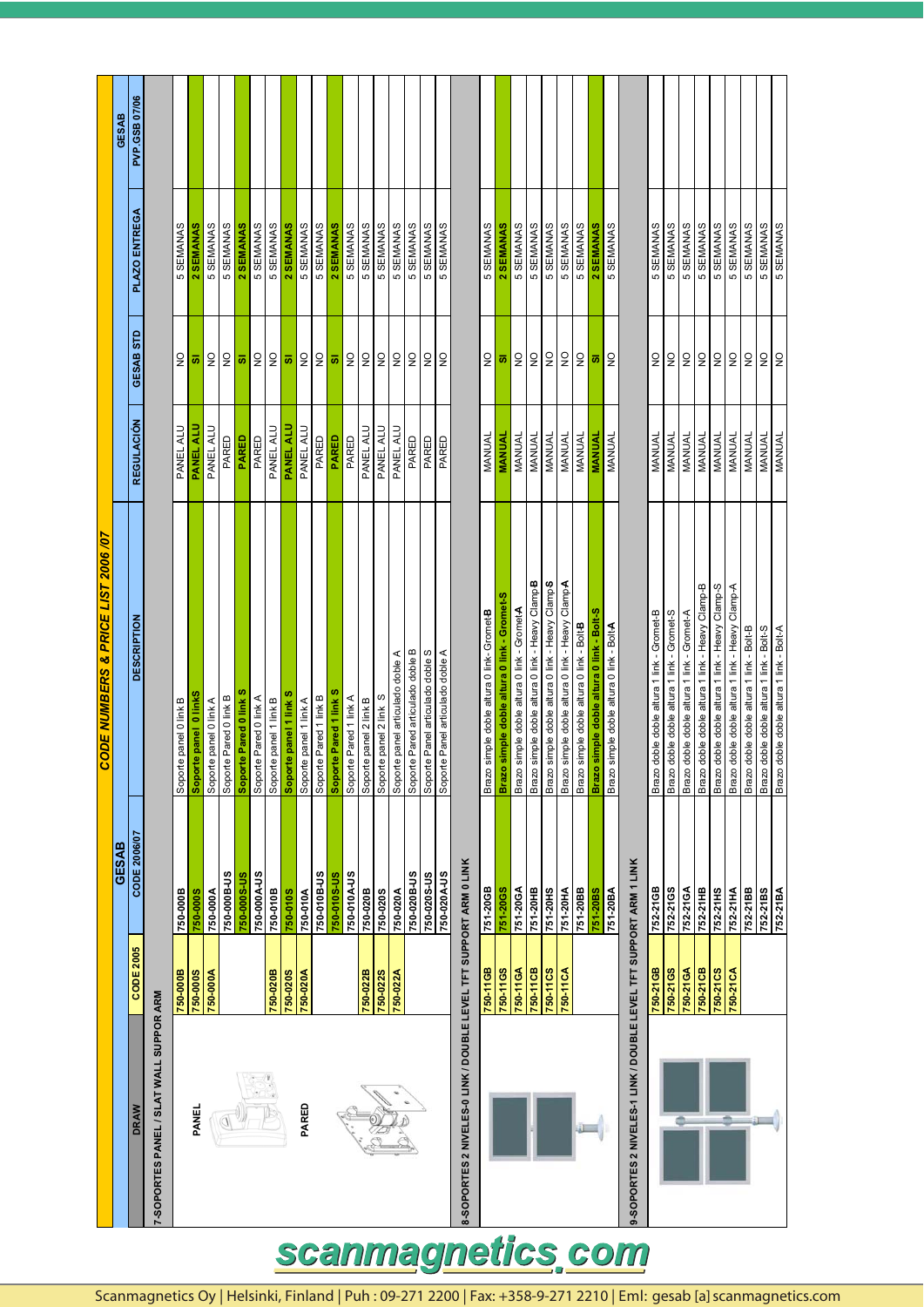# CODE NUMBERS & PRICE LIST 2006 /07

| DRAW | CODE 2005 | GESAB CODE 2006/07 | DESCRIPTION | REGULACIÓN | GESAB STD | PLAZO ENTREGA | GESAB PVP GSB 07/06 |
|---|---|---|---|---|---|---|---|
| **7-SOPORTES PANEL / SLAT WALL SUPPOR ARM** | | | | | | | |
| PANEL | 750-000B | 750-000B | Soporte panel 0 link B | PANEL ALU | NO | 5 SEMANAS | |
| | 750-000S | **750-000S** | **Soporte panel 0 linkS** | **PANEL ALU** | **SI** | **2 SEMANAS** | |
| | 750-000A | 750-000A | Soporte panel 0 link A | PANEL ALU | NO | 5 SEMANAS | |
| | | 750-000B-US | Soporte Pared 0 link B | PARED | NO | 5 SEMANAS | |
| | | **750-000S-US** | **Soporte Pared 0 link S** | **PARED** | **SI** | **2 SEMANAS** | |
| | | 750-000A-US | Soporte Pared 0 link A | PARED | NO | 5 SEMANAS | |
| | 750-020B | 750-010B | Soporte panel 1 link B | PANEL ALU | NO | 5 SEMANAS | |
| | 750-020S | **750-010S** | **Soporte panel 1 link S** | **PANEL ALU** | **SI** | **2 SEMANAS** | |
| PARED | 750-020A | 750-010A | Soporte panel 1 link A | PANEL ALU | NO | 5 SEMANAS | |
| | | 750-010B-US | Soporte Pared 1 link B | PARED | NO | 5 SEMANAS | |
| | | **750-010S-US** | **Soporte Pared 1 link S** | **PARED** | **SI** | **2 SEMANAS** | |
| | | 750-010A-US | Soporte Pared 1 link A | PARED | NO | 5 SEMANAS | |
| | 750-022B | 750-020B | Soporte panel 2 link B | PANEL ALU | NO | 5 SEMANAS | |
| | 750-022S | 750-020S | Soporte panel 2 link S | PANEL ALU | NO | 5 SEMANAS | |
| | 750-022A | 750-020A | Soporte panel articulado doble A | PANEL ALU | NO | 5 SEMANAS | |
| | | 750-020B-US | Soporte Pared articulado doble B | PARED | NO | 5 SEMANAS | |
| | | 750-020S-US | Soporte Panel articulado doble S | PARED | NO | 5 SEMANAS | |
| | | 750-020A-US | Soporte Panel articulado doble A | PARED | NO | 5 SEMANAS | |
| **8-SOPORTES 2 NIVELES-0 LINK / DOUBLE LEVEL TFT SUPPORT ARM 0 LINK** | | | | | | | |
| | 750-11GB | 751-20GB | Brazo simple doble altura 0 link-Gromet-B | MANUAL | NO | 5 SEMANAS | |
| | 750-11GS | **751-20GS** | **Brazo simple doble altura 0 link - Gromet-S** | **MANUAL** | **SI** | **2 SEMANAS** | |
| | 750-11GA | 751-20GA | Brazo simple doble altura 0 link - Gromet-A | MANUAL | NO | 5 SEMANAS | |
| | 750-11CB | 751-20HB | Brazo simple doble altura 0 link - Heavy Clamp-B | MANUAL | NO | 5 SEMANAS | |
| | 750-11CS | 751-20HS | Brazo simple doble altura 0 link - Heavy Clamp-S | MANUAL | NO | 5 SEMANAS | |
| | 750-11CA | 751-20HA | Brazo simple doble altura 0 link - Heavy Clamp-A | MANUAL | NO | 5 SEMANAS | |
| | | 751-20BB | Brazo simple doble altura 0 link - Bolt-B | MANUAL | NO | 5 SEMANAS | |
| | | **751-20BS** | **Brazo simple doble altura 0 link - Bolt-S** | **MANUAL** | **SI** | **2 SEMANAS** | |
| | | 751-20BA | Brazo simple doble altura 0 link - Bolt-A | MANUAL | NO | 5 SEMANAS | |
| **9-SOPORTES 2 NIVELES-1 LINK / DOUBLE LEVEL TFT SUPPORT ARM 1 LINK** | | | | | | | |
| | 750-21GB | 752-21GB | Brazo doble doble altura 1 link - Gromet-B | MANUAL | NO | 5 SEMANAS | |
| | 750-21GS | 752-21GS | Brazo doble doble altura 1 link - Gromet-S | MANUAL | NO | 5 SEMANAS | |
| | 750-21GA | 752-21GA | Brazo doble doble altura 1 link - Gromet-A | MANUAL | NO | 5 SEMANAS | |
| | 750-21CB | 752-21HB | Brazo doble doble altura 1 link - Heavy Clamp-B | MANUAL | NO | 5 SEMANAS | |
| | 750-21CS | 752-21HS | Brazo doble doble altura 1 link - Heavy Clamp-S | MANUAL | NO | 5 SEMANAS | |
| | 750-21CA | 752-21HA | Brazo doble doble altura 1 link - Heavy Clamp-A | MANUAL | NO | 5 SEMANAS | |
| | | 752-21BB | Brazo doble doble altura 1 link - Bolt-B | MANUAL | NO | 5 SEMANAS | |
| | | 752-21BS | Brazo doble doble altura 1 link - Bolt-S | MANUAL | NO | 5 SEMANAS | |
| | | 752-21BA | Brazo doble doble altura 1 link - Bolt-A | MANUAL | NO | 5 SEMANAS | |

scanmagnetics.com

Scanmagnetics Oy | Helsinki, Finland | Puh : 09-271 2200 | Fax: +358-9-271 2210 | Eml: gesab [a] scanmagnetics.com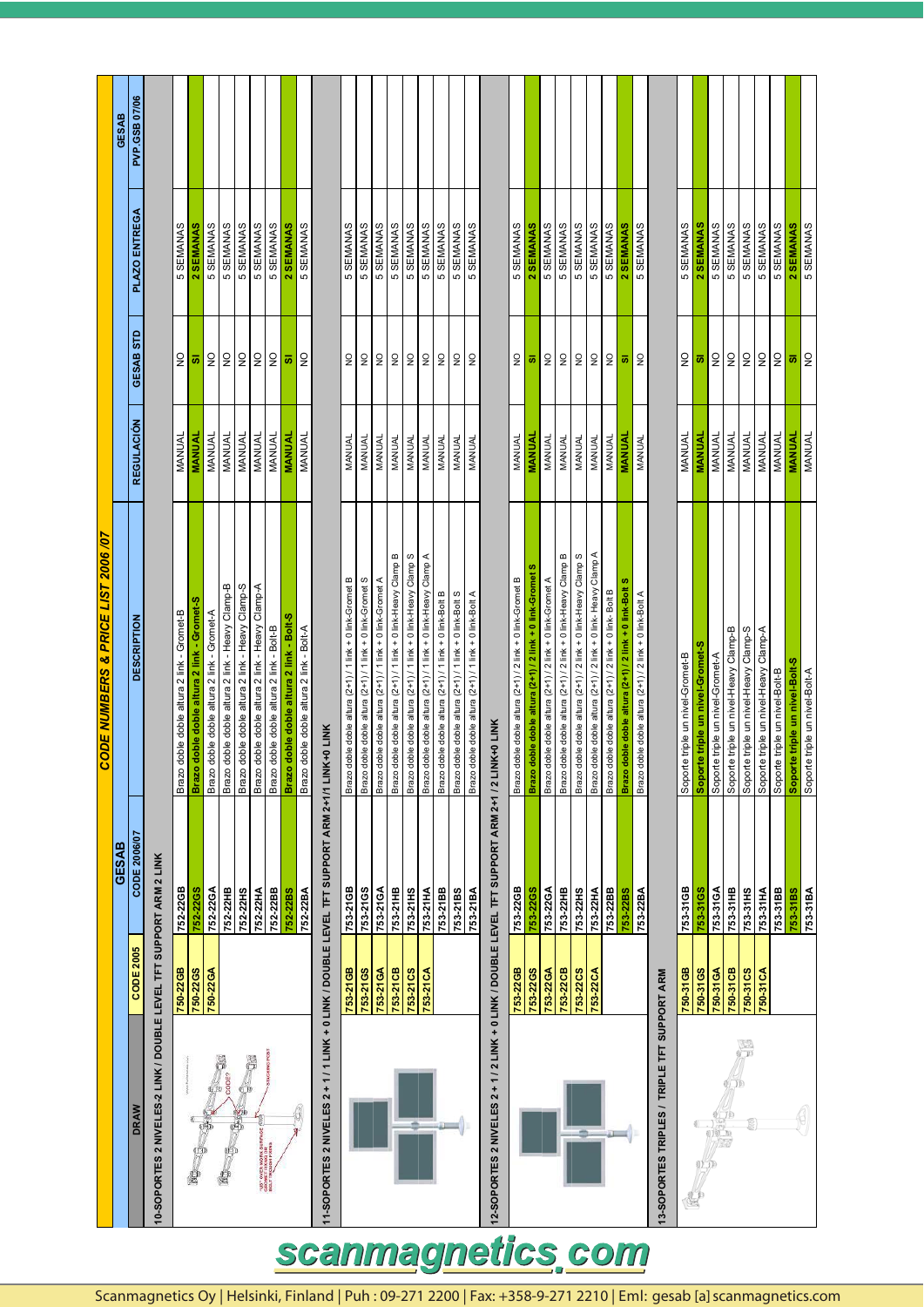# CODE NUMBERS & PRICE LIST 2006 /07

| DRAW | CODE 2005 | GESAB CODE 2006/07 | DESCRIPTION | REGULACIÓN | GESAB STD | PLAZO ENTREGA | GESAB PVP.GSB 07/06 |
|---|---|---|---|---|---|---|---|
| **10-SOPORTES 2 NIVELES-2 LINK / DOUBLE LEVEL TFT SUPPORT ARM 2 LINK** | | | | | | | |
| | 750-22GB | 752-22GB | Brazo doble doble altura 2 link - Gromet-B | MANUAL | NO | 5 SEMANAS | |
| | 750-22GS | 752-22GS | **Brazo doble doble altura 2 link - Gromet-S** | **MANUAL** | **SI** | **2 SEMANAS** | |
| | 750-22GA | 752-22GA | Brazo doble doble altura 2 link - Gromet-A | MANUAL | NO | 5 SEMANAS | |
| | | 752-22HB | Brazo doble doble altura 2 link - Heavy Clamp-B | MANUAL | NO | 5 SEMANAS | |
| | | 752-22HS | Brazo doble doble altura 2 link - Heavy Clamp-S | MANUAL | NO | 5 SEMANAS | |
| | | 752-22HA | Brazo doble doble altura 2 link - Heavy Clamp-A | MANUAL | NO | 5 SEMANAS | |
| | | 752-22BB | Brazo doble doble altura 2 link - Bolt-B | MANUAL | NO | 5 SEMANAS | |
| | | 752-22BS | **Brazo doble doble altura 2 link - Bolt-S** | **MANUAL** | **SI** | **2 SEMANAS** | |
| | | 752-22BA | Brazo doble doble altura 2 link - Bolt-A | MANUAL | NO | 5 SEMANAS | |
| **11-SOPORTES 2 NIVELES 2 + 1 / 1 LINK + 0 LINK / DOUBLE LEVEL TFT SUPPORT ARM 2+1/1 LINK+0 LINK** | | | | | | | |
| | 753-21GB | 753-21GB | Brazo doble doble altura (2+1) / 1 link + 0 link-Gromet B | MANUAL | NO | 5 SEMANAS | |
| | 753-21GS | 753-21GS | Brazo doble doble altura (2+1) / 1 link + 0 link-Gromet S | MANUAL | NO | 5 SEMANAS | |
| | 753-21GA | 753-21GA | Brazo doble doble altura (2+1) / 1 link + 0 link-Gromet A | MANUAL | NO | 5 SEMANAS | |
| | 753-21CB | 753-21HB | Brazo doble doble altura (2+1) / 1 link + 0 link-Heavy Clamp B | MANUAL | NO | 5 SEMANAS | |
| | 753-21CS | 753-21HS | Brazo doble doble altura (2+1) / 1 link + 0 link-Heavy Clamp S | MANUAL | NO | 5 SEMANAS | |
| | 753-21CA | 753-21HA | Brazo doble doble altura (2+1) / 1 link + 0 link-Heavy Clamp A | MANUAL | NO | 5 SEMANAS | |
| | | 753-21BB | Brazo doble doble altura (2+1) / 1 link + 0 link-Bolt B | MANUAL | NO | 5 SEMANAS | |
| | | 753-21BS | Brazo doble doble altura (2+1) / 1 link + 0 link-Bolt S | MANUAL | NO | 5 SEMANAS | |
| | | 753-21BA | Brazo doble doble altura (2+1) / 1 link + 0 link-Bolt A | MANUAL | NO | 5 SEMANAS | |
| **12-SOPORTES 2 NIVELES 2 + 1 / 2 LINK + 0 LINK / DOUBLE LEVEL TFT SUPPORT ARM 2+1 / 2 LINK+0 LINK** | | | | | | | |
| | 753-22GB | 753-22GB | Brazo doble doble altura (2+1) / 2 link + 0 link-Gromet B | MANUAL | NO | 5 SEMANAS | |
| | 753-22GS | 753-22GS | **Brazo doble doble altura (2+1) / 2 link + 0 link-Gromet S** | **MANUAL** | **SI** | **2 SEMANAS** | |
| | 753-22GA | 753-22GA | Brazo doble doble altura (2+1) / 2 link + 0 link-Gromet A | MANUAL | NO | 5 SEMANAS | |
| | 753-22CB | 753-22HB | Brazo doble doble altura (2+1) / 2 link + 0 link-Heavy Clamp B | MANUAL | NO | 5 SEMANAS | |
| | 753-22CS | 753-22HS | Brazo doble doble altura (2+1) / 2 link + 0 link-Heavy Clamp S | MANUAL | NO | 5 SEMANAS | |
| | 753-22CA | 753-22HA | Brazo doble doble altura (2+1) / 2 link + 0 link- Heavy Clamp A | MANUAL | NO | 5 SEMANAS | |
| | | 753-22BB | Brazo doble doble altura (2+1) / 2 link + 0 link- Bolt B | MANUAL | NO | 5 SEMANAS | |
| | | 753-22BS | **Brazo doble doble altura (2+1) / 2 link + 0 link-Bolt S** | **MANUAL** | **SI** | **2 SEMANAS** | |
| | | 753-22BA | Brazo doble doble altura (2+1) / 2 link + 0 link-Bolt A | MANUAL | NO | 5 SEMANAS | |
| **13-SOPORTES TRIPLES / TRIPLE TFT SUPPORT ARM** | | | | | | | |
| | 750-31GB | 753-31GB | Soporte triple un nivel-Gromet-B | MANUAL | NO | 5 SEMANAS | |
| | 750-31GS | 753-31GS | **Soporte triple un nivel-Gromet-S** | **MANUAL** | **SI** | **2 SEMANAS** | |
| | 750-31GA | 753-31GA | Soporte triple un nivel-Gromet-A | MANUAL | NO | 5 SEMANAS | |
| | 750-31CB | 753-31HB | Soporte triple un nivel-Heavy Clamp-B | MANUAL | NO | 5 SEMANAS | |
| | 750-31CS | 753-31HS | Soporte triple un nivel-Heavy Clamp-S | MANUAL | NO | 5 SEMANAS | |
| | 750-31CA | 753-31HA | Soporte triple un nivel-Heavy Clamp-A | MANUAL | NO | 5 SEMANAS | |
| | | 753-31BB | Soporte triple un nivel-Bolt-B | MANUAL | NO | 5 SEMANAS | |
| | | 753-31BS | **Soporte triple un nivel-Bolt-S** | **MANUAL** | **SI** | **2 SEMANAS** | |
| | | 753-31BA | Soporte triple un nivel-Bolt-A | MANUAL | NO | 5 SEMANAS | |

scanmagnetics.com

Scanmagnetics Oy | Helsinki, Finland | Puh : 09-271 2200 | Fax: +358-9-271 2210 | Eml: gesab [a] scanmagnetics.com